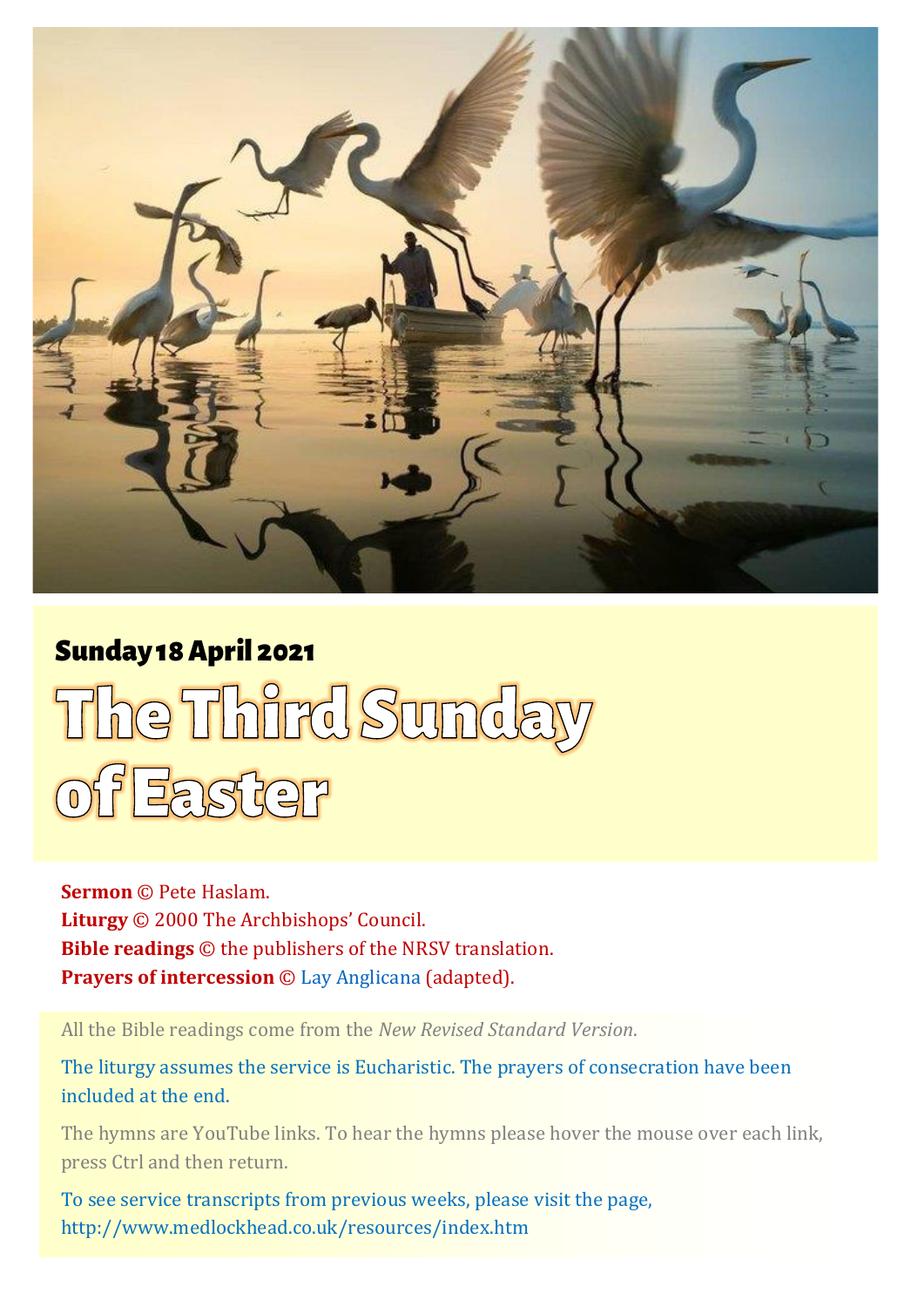## Sunday 18 April 2021

# The Third Sunday of Easter

**Sermon** © Pete Haslam.
**Liturgy** © 2000 The Archbishops' Council.
**Bible readings** © the publishers of the NRSV translation.
**Prayers of intercession** © Lay Anglicana (adapted).

All the Bible readings come from the *New Revised Standard Version*.

The liturgy assumes the service is Eucharistic. The prayers of consecration have been included at the end.

The hymns are YouTube links. To hear the hymns please hover the mouse over each link, press Ctrl and then return.

To see service transcripts from previous weeks, please visit the page, http://www.medlockhead.co.uk/resources/index.htm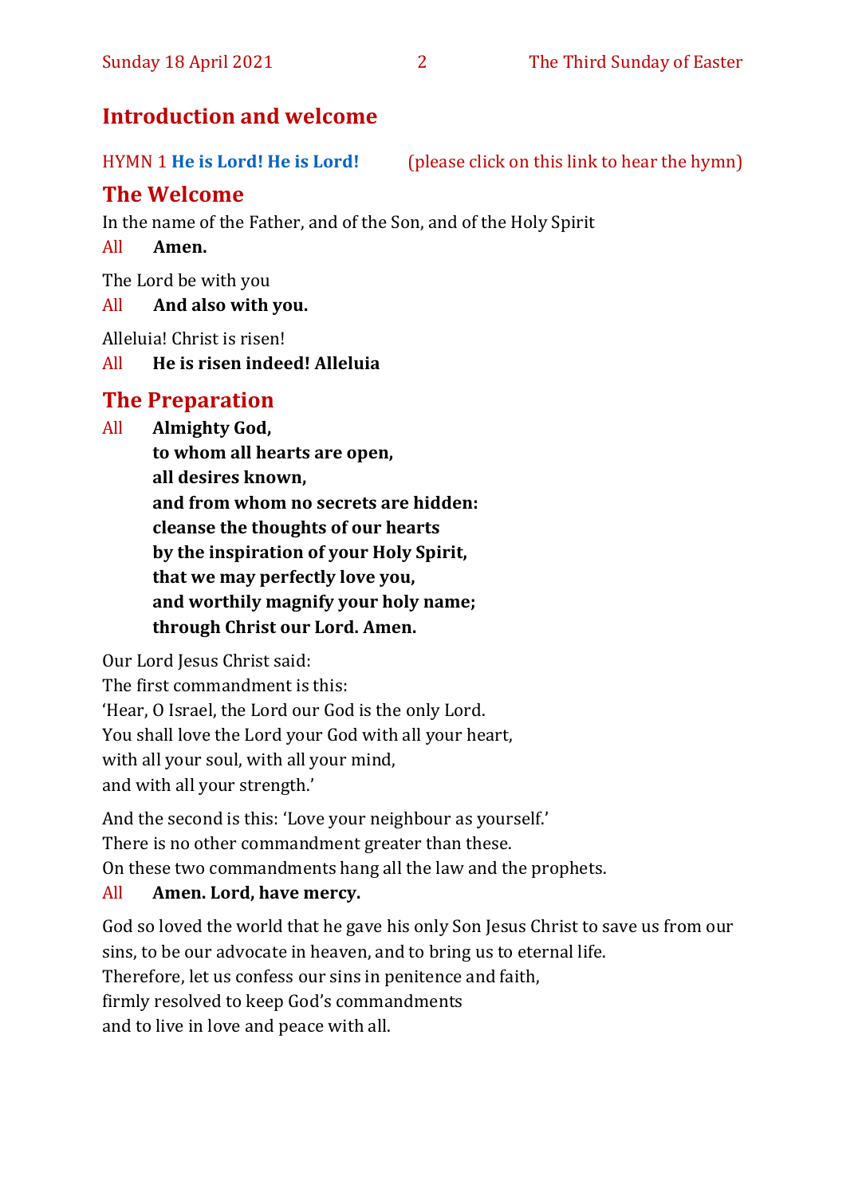## Introduction and welcome

HYMN 1 **He is Lord! He is Lord!** (please click on this link to hear the hymn)

## The Welcome

In the name of the Father, and of the Son, and of the Holy Spirit

All **Amen.**

The Lord be with you

All **And also with you.**

Alleluia! Christ is risen!

All **He is risen indeed! Alleluia**

## The Preparation

All **Almighty God,**
**to whom all hearts are open,**
**all desires known,**
**and from whom no secrets are hidden:**
**cleanse the thoughts of our hearts**
**by the inspiration of your Holy Spirit,**
**that we may perfectly love you,**
**and worthily magnify your holy name;**
**through Christ our Lord. Amen.**

Our Lord Jesus Christ said:
The first commandment is this:
'Hear, O Israel, the Lord our God is the only Lord.
You shall love the Lord your God with all your heart,
with all your soul, with all your mind,
and with all your strength.'

And the second is this: 'Love your neighbour as yourself.'
There is no other commandment greater than these.
On these two commandments hang all the law and the prophets.

All **Amen. Lord, have mercy.**

God so loved the world that he gave his only Son Jesus Christ to save us from our sins, to be our advocate in heaven, and to bring us to eternal life.
Therefore, let us confess our sins in penitence and faith,
firmly resolved to keep God's commandments
and to live in love and peace with all.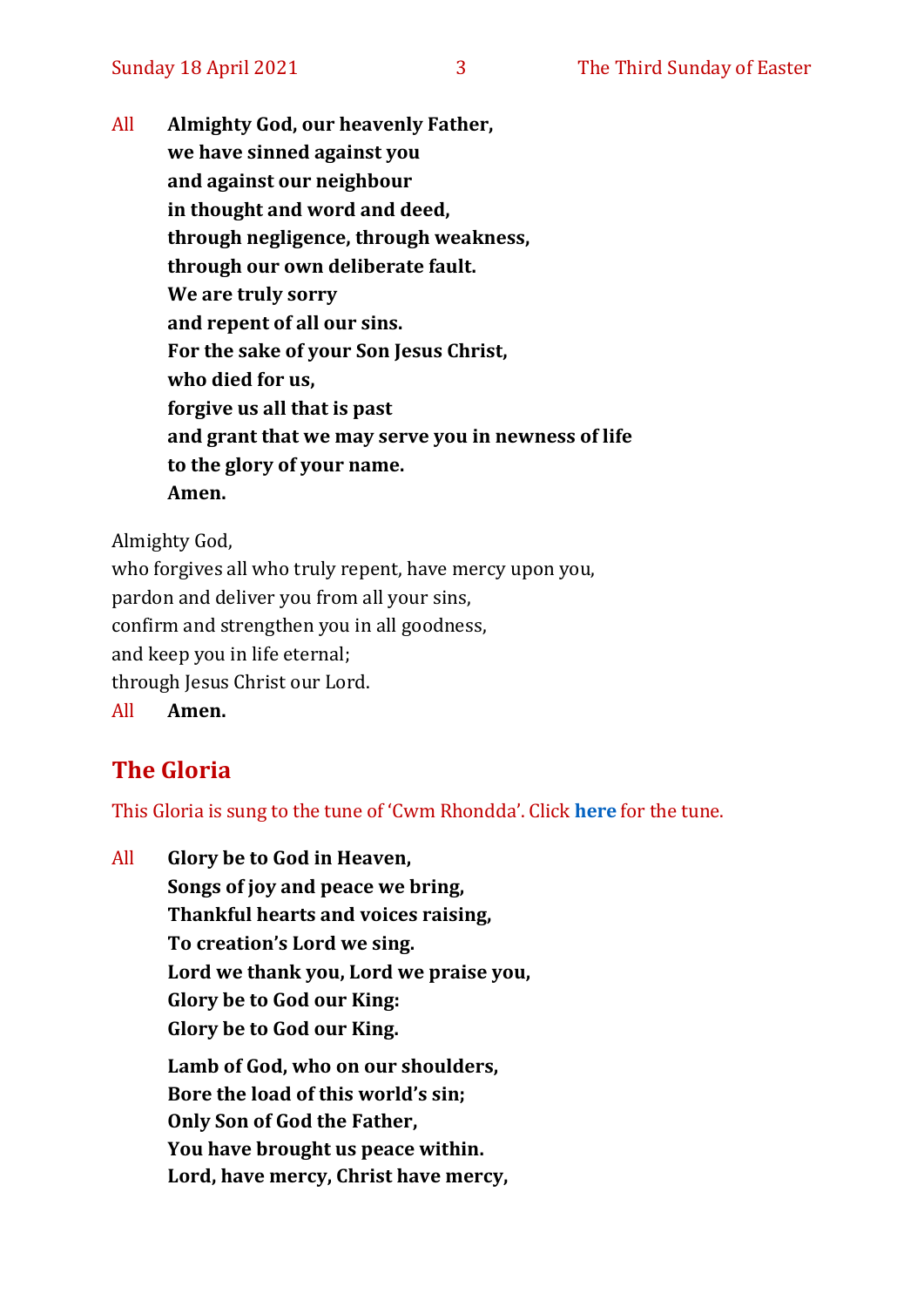All **Almighty God, our heavenly Father,**
**we have sinned against you**
**and against our neighbour**
**in thought and word and deed,**
**through negligence, through weakness,**
**through our own deliberate fault.**
**We are truly sorry**
**and repent of all our sins.**
**For the sake of your Son Jesus Christ,**
**who died for us,**
**forgive us all that is past**
**and grant that we may serve you in newness of life**
**to the glory of your name.**
**Amen.**

Almighty God,
who forgives all who truly repent, have mercy upon you,
pardon and deliver you from all your sins,
confirm and strengthen you in all goodness,
and keep you in life eternal;
through Jesus Christ our Lord.

All **Amen.**

## The Gloria

This Gloria is sung to the tune of 'Cwm Rhondda'. Click **here** for the tune.

All **Glory be to God in Heaven,**
**Songs of joy and peace we bring,**
**Thankful hearts and voices raising,**
**To creation's Lord we sing.**
**Lord we thank you, Lord we praise you,**
**Glory be to God our King:**
**Glory be to God our King.**

**Lamb of God, who on our shoulders,**
**Bore the load of this world's sin;**
**Only Son of God the Father,**
**You have brought us peace within.**
**Lord, have mercy, Christ have mercy,**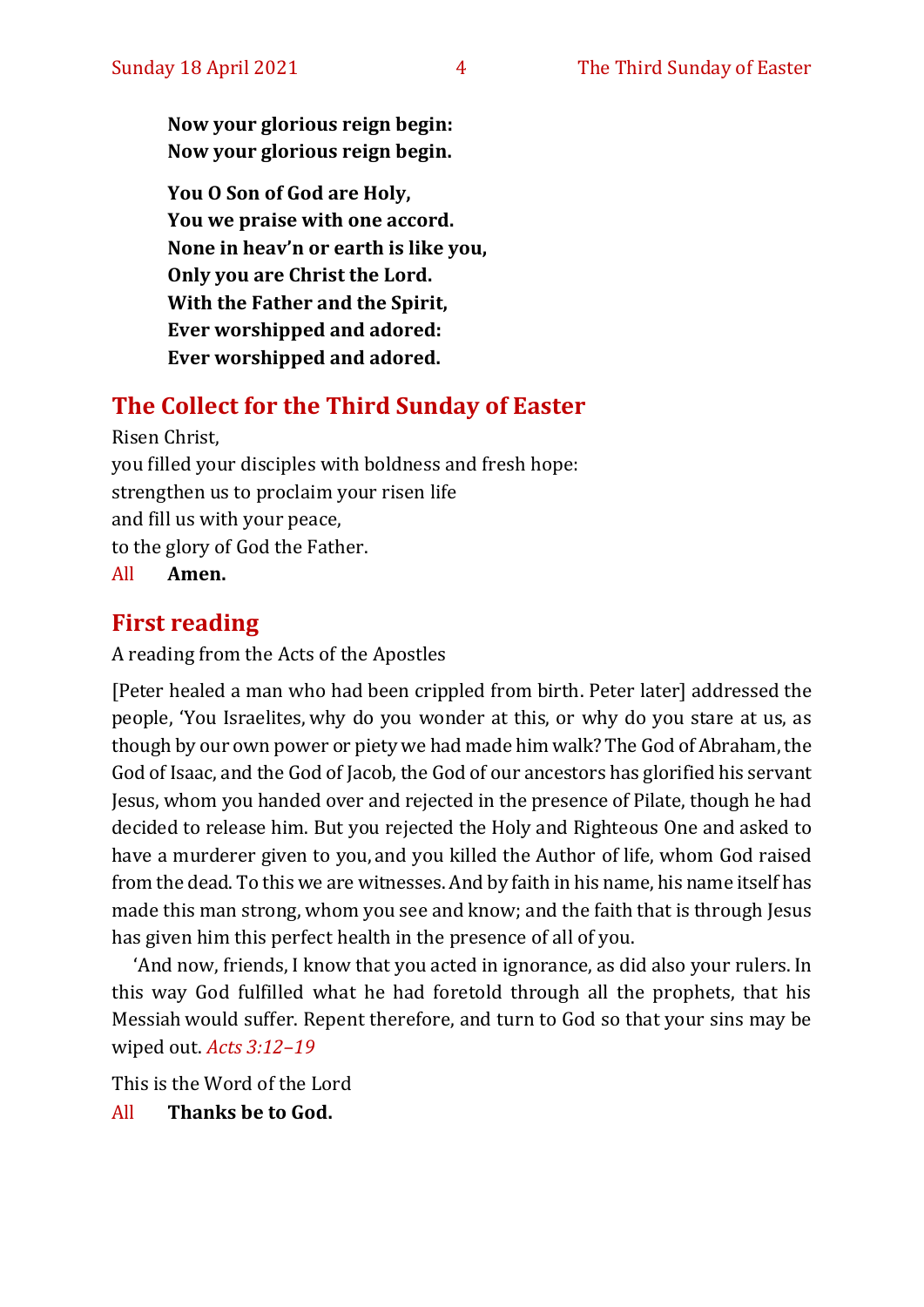**Now your glorious reign begin:**
**Now your glorious reign begin.**

**You O Son of God are Holy,**
**You we praise with one accord.**
**None in heav'n or earth is like you,**
**Only you are Christ the Lord.**
**With the Father and the Spirit,**
**Ever worshipped and adored:**
**Ever worshipped and adored.**

## The Collect for the Third Sunday of Easter

Risen Christ,
you filled your disciples with boldness and fresh hope:
strengthen us to proclaim your risen life
and fill us with your peace,
to the glory of God the Father.

All **Amen.**

## First reading

A reading from the Acts of the Apostles

[Peter healed a man who had been crippled from birth. Peter later] addressed the people, 'You Israelites, why do you wonder at this, or why do you stare at us, as though by our own power or piety we had made him walk? The God of Abraham, the God of Isaac, and the God of Jacob, the God of our ancestors has glorified his servant Jesus, whom you handed over and rejected in the presence of Pilate, though he had decided to release him. But you rejected the Holy and Righteous One and asked to have a murderer given to you, and you killed the Author of life, whom God raised from the dead. To this we are witnesses. And by faith in his name, his name itself has made this man strong, whom you see and know; and the faith that is through Jesus has given him this perfect health in the presence of all of you.

'And now, friends, I know that you acted in ignorance, as did also your rulers. In this way God fulfilled what he had foretold through all the prophets, that his Messiah would suffer. Repent therefore, and turn to God so that your sins may be wiped out. *Acts 3:12–19*

This is the Word of the Lord

All **Thanks be to God.**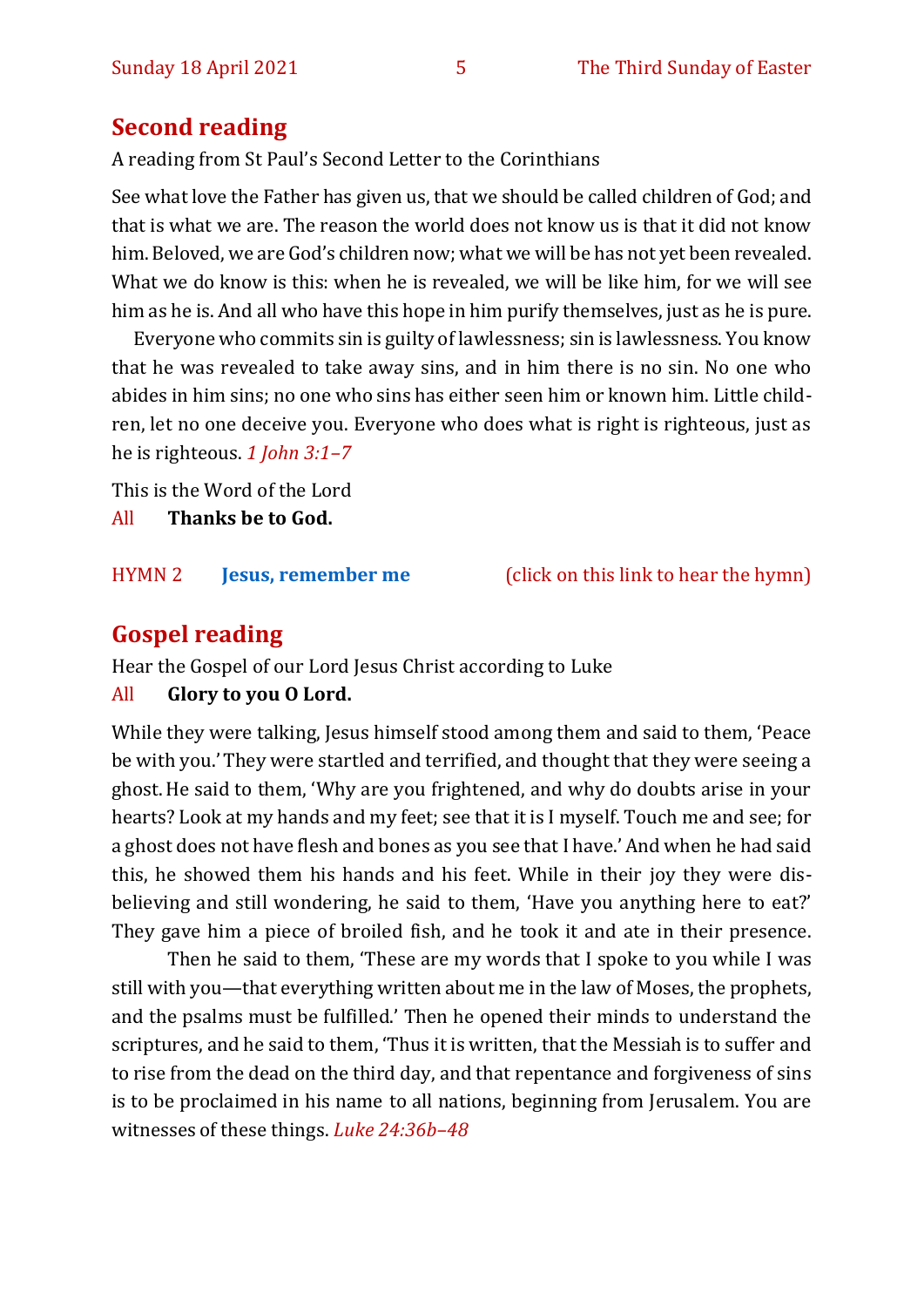## Second reading

A reading from St Paul's Second Letter to the Corinthians

See what love the Father has given us, that we should be called children of God; and that is what we are. The reason the world does not know us is that it did not know him. Beloved, we are God's children now; what we will be has not yet been revealed. What we do know is this: when he is revealed, we will be like him, for we will see him as he is. And all who have this hope in him purify themselves, just as he is pure.

Everyone who commits sin is guilty of lawlessness; sin is lawlessness. You know that he was revealed to take away sins, and in him there is no sin. No one who abides in him sins; no one who sins has either seen him or known him. Little children, let no one deceive you. Everyone who does what is right is righteous, just as he is righteous. *1 John 3:1–7*

This is the Word of the Lord

All **Thanks be to God.**

HYMN 2 **Jesus, remember me** (click on this link to hear the hymn)

## Gospel reading

Hear the Gospel of our Lord Jesus Christ according to Luke

All **Glory to you O Lord.**

While they were talking, Jesus himself stood among them and said to them, 'Peace be with you.' They were startled and terrified, and thought that they were seeing a ghost. He said to them, 'Why are you frightened, and why do doubts arise in your hearts? Look at my hands and my feet; see that it is I myself. Touch me and see; for a ghost does not have flesh and bones as you see that I have.' And when he had said this, he showed them his hands and his feet. While in their joy they were disbelieving and still wondering, he said to them, 'Have you anything here to eat?' They gave him a piece of broiled fish, and he took it and ate in their presence.

Then he said to them, 'These are my words that I spoke to you while I was still with you—that everything written about me in the law of Moses, the prophets, and the psalms must be fulfilled.' Then he opened their minds to understand the scriptures, and he said to them, 'Thus it is written, that the Messiah is to suffer and to rise from the dead on the third day, and that repentance and forgiveness of sins is to be proclaimed in his name to all nations, beginning from Jerusalem. You are witnesses of these things. *Luke 24:36b–48*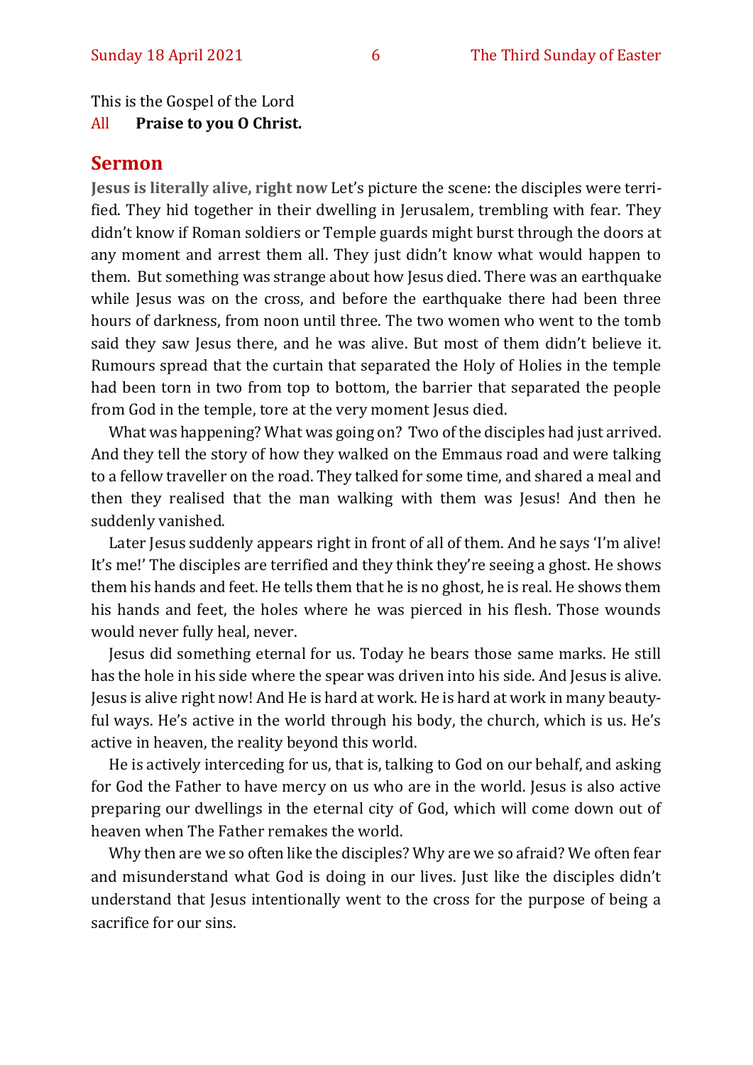This is the Gospel of the Lord

All **Praise to you O Christ.**

## Sermon

**Jesus is literally alive, right now** Let's picture the scene: the disciples were terrified. They hid together in their dwelling in Jerusalem, trembling with fear. They didn't know if Roman soldiers or Temple guards might burst through the doors at any moment and arrest them all. They just didn't know what would happen to them. But something was strange about how Jesus died. There was an earthquake while Jesus was on the cross, and before the earthquake there had been three hours of darkness, from noon until three. The two women who went to the tomb said they saw Jesus there, and he was alive. But most of them didn't believe it. Rumours spread that the curtain that separated the Holy of Holies in the temple had been torn in two from top to bottom, the barrier that separated the people from God in the temple, tore at the very moment Jesus died.

What was happening? What was going on? Two of the disciples had just arrived. And they tell the story of how they walked on the Emmaus road and were talking to a fellow traveller on the road. They talked for some time, and shared a meal and then they realised that the man walking with them was Jesus! And then he suddenly vanished.

Later Jesus suddenly appears right in front of all of them. And he says 'I'm alive! It's me!' The disciples are terrified and they think they're seeing a ghost. He shows them his hands and feet. He tells them that he is no ghost, he is real. He shows them his hands and feet, the holes where he was pierced in his flesh. Those wounds would never fully heal, never.

Jesus did something eternal for us. Today he bears those same marks. He still has the hole in his side where the spear was driven into his side. And Jesus is alive. Jesus is alive right now! And He is hard at work. He is hard at work in many beautyful ways. He's active in the world through his body, the church, which is us. He's active in heaven, the reality beyond this world.

He is actively interceding for us, that is, talking to God on our behalf, and asking for God the Father to have mercy on us who are in the world. Jesus is also active preparing our dwellings in the eternal city of God, which will come down out of heaven when The Father remakes the world.

Why then are we so often like the disciples? Why are we so afraid? We often fear and misunderstand what God is doing in our lives. Just like the disciples didn't understand that Jesus intentionally went to the cross for the purpose of being a sacrifice for our sins.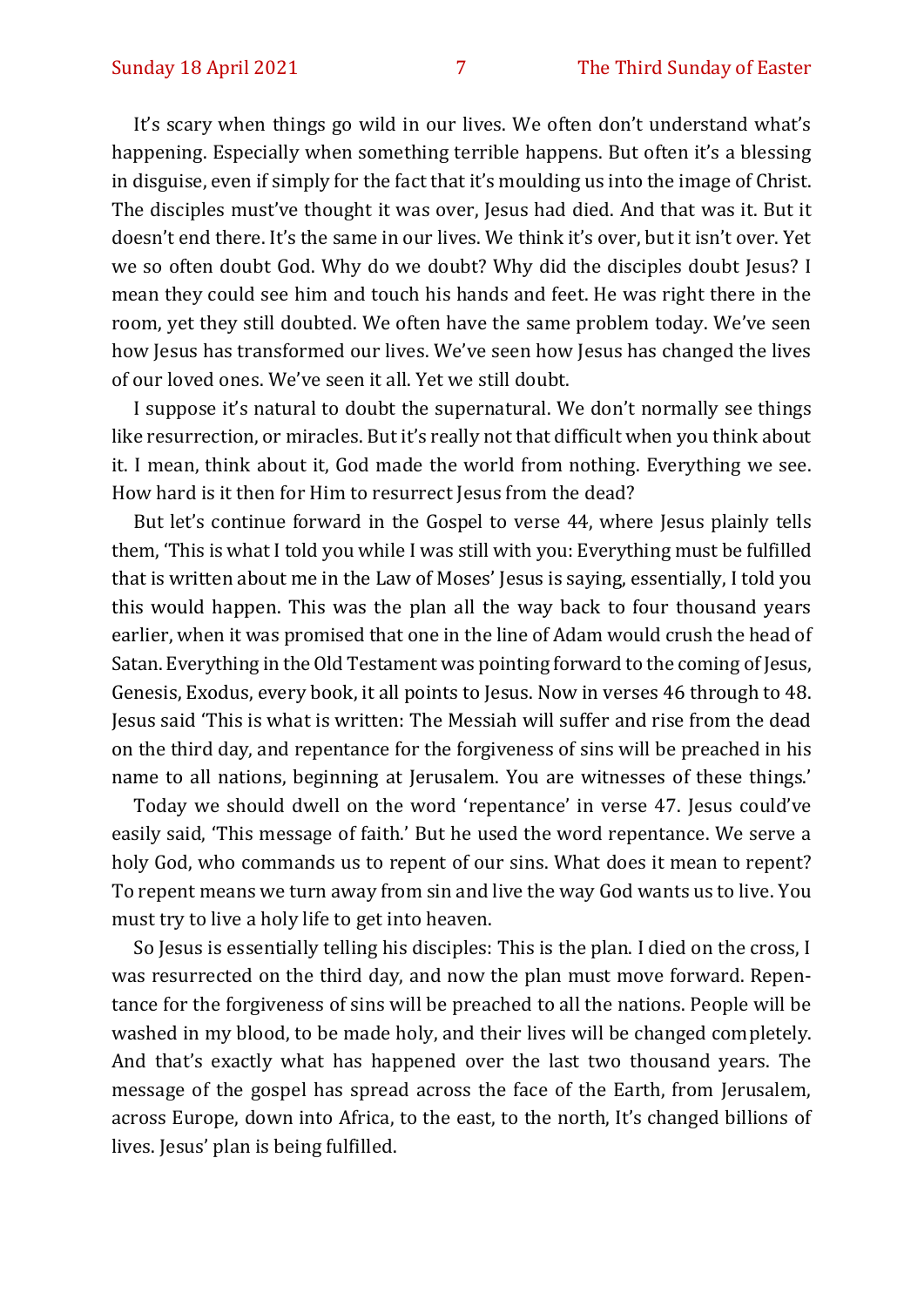It's scary when things go wild in our lives. We often don't understand what's happening. Especially when something terrible happens. But often it's a blessing in disguise, even if simply for the fact that it's moulding us into the image of Christ. The disciples must've thought it was over, Jesus had died. And that was it. But it doesn't end there. It's the same in our lives. We think it's over, but it isn't over. Yet we so often doubt God. Why do we doubt? Why did the disciples doubt Jesus? I mean they could see him and touch his hands and feet. He was right there in the room, yet they still doubted. We often have the same problem today. We've seen how Jesus has transformed our lives. We've seen how Jesus has changed the lives of our loved ones. We've seen it all. Yet we still doubt.

I suppose it's natural to doubt the supernatural. We don't normally see things like resurrection, or miracles. But it's really not that difficult when you think about it. I mean, think about it, God made the world from nothing. Everything we see. How hard is it then for Him to resurrect Jesus from the dead?

But let's continue forward in the Gospel to verse 44, where Jesus plainly tells them, 'This is what I told you while I was still with you: Everything must be fulfilled that is written about me in the Law of Moses' Jesus is saying, essentially, I told you this would happen. This was the plan all the way back to four thousand years earlier, when it was promised that one in the line of Adam would crush the head of Satan. Everything in the Old Testament was pointing forward to the coming of Jesus, Genesis, Exodus, every book, it all points to Jesus. Now in verses 46 through to 48. Jesus said 'This is what is written: The Messiah will suffer and rise from the dead on the third day, and repentance for the forgiveness of sins will be preached in his name to all nations, beginning at Jerusalem. You are witnesses of these things.'

Today we should dwell on the word 'repentance' in verse 47. Jesus could've easily said, 'This message of faith.' But he used the word repentance. We serve a holy God, who commands us to repent of our sins. What does it mean to repent? To repent means we turn away from sin and live the way God wants us to live. You must try to live a holy life to get into heaven.

So Jesus is essentially telling his disciples: This is the plan. I died on the cross, I was resurrected on the third day, and now the plan must move forward. Repentance for the forgiveness of sins will be preached to all the nations. People will be washed in my blood, to be made holy, and their lives will be changed completely. And that's exactly what has happened over the last two thousand years. The message of the gospel has spread across the face of the Earth, from Jerusalem, across Europe, down into Africa, to the east, to the north, It's changed billions of lives. Jesus' plan is being fulfilled.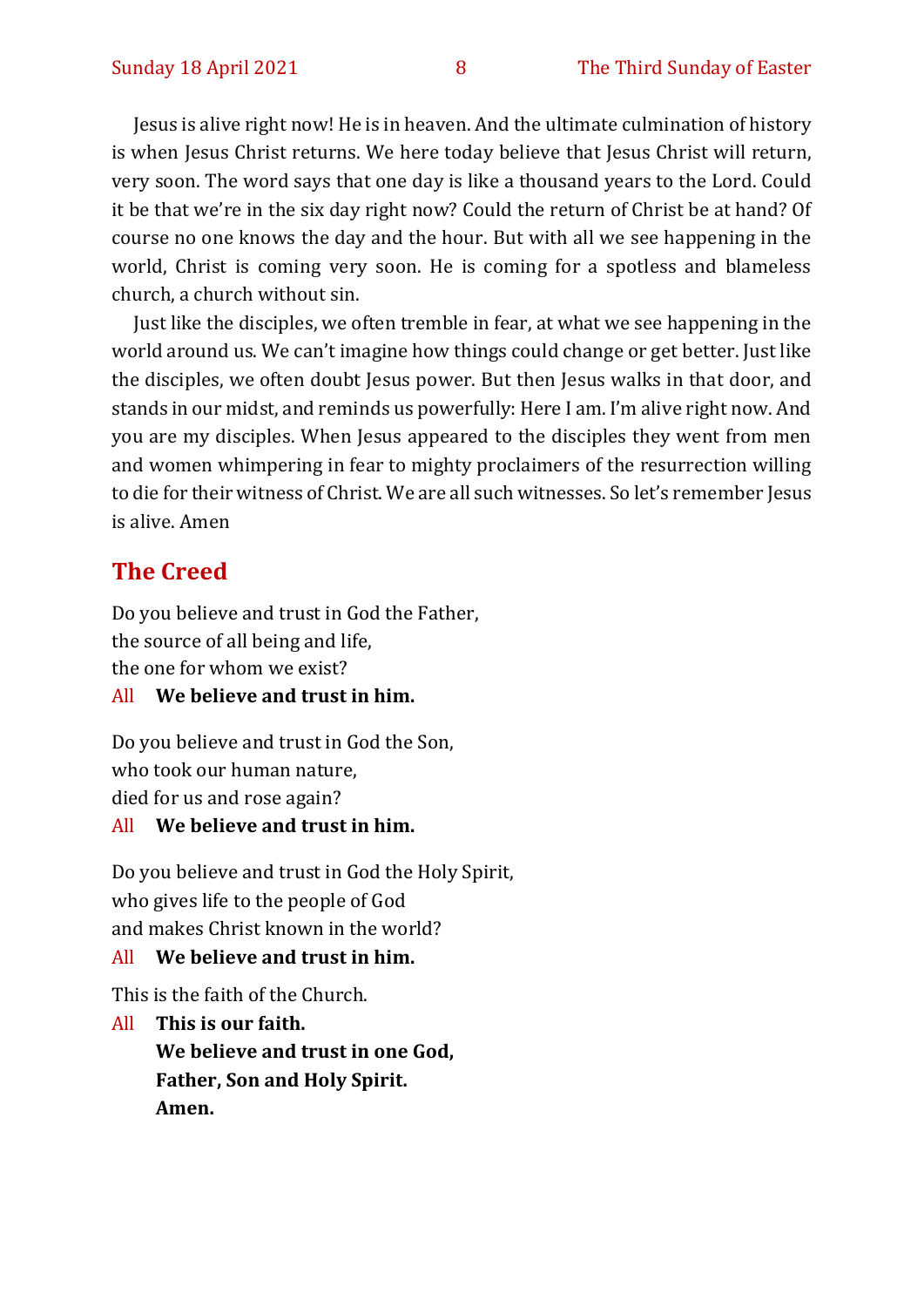Jesus is alive right now! He is in heaven. And the ultimate culmination of history is when Jesus Christ returns. We here today believe that Jesus Christ will return, very soon. The word says that one day is like a thousand years to the Lord. Could it be that we're in the six day right now? Could the return of Christ be at hand? Of course no one knows the day and the hour. But with all we see happening in the world, Christ is coming very soon. He is coming for a spotless and blameless church, a church without sin.

Just like the disciples, we often tremble in fear, at what we see happening in the world around us. We can't imagine how things could change or get better. Just like the disciples, we often doubt Jesus power. But then Jesus walks in that door, and stands in our midst, and reminds us powerfully: Here I am. I'm alive right now. And you are my disciples. When Jesus appeared to the disciples they went from men and women whimpering in fear to mighty proclaimers of the resurrection willing to die for their witness of Christ. We are all such witnesses. So let's remember Jesus is alive. Amen

## The Creed

Do you believe and trust in God the Father,
the source of all being and life,
the one for whom we exist?

All **We believe and trust in him.**

Do you believe and trust in God the Son,
who took our human nature,
died for us and rose again?

All **We believe and trust in him.**

Do you believe and trust in God the Holy Spirit,
who gives life to the people of God
and makes Christ known in the world?

All **We believe and trust in him.**

This is the faith of the Church.

All **This is our faith.**
**We believe and trust in one God,**
**Father, Son and Holy Spirit.**
**Amen.**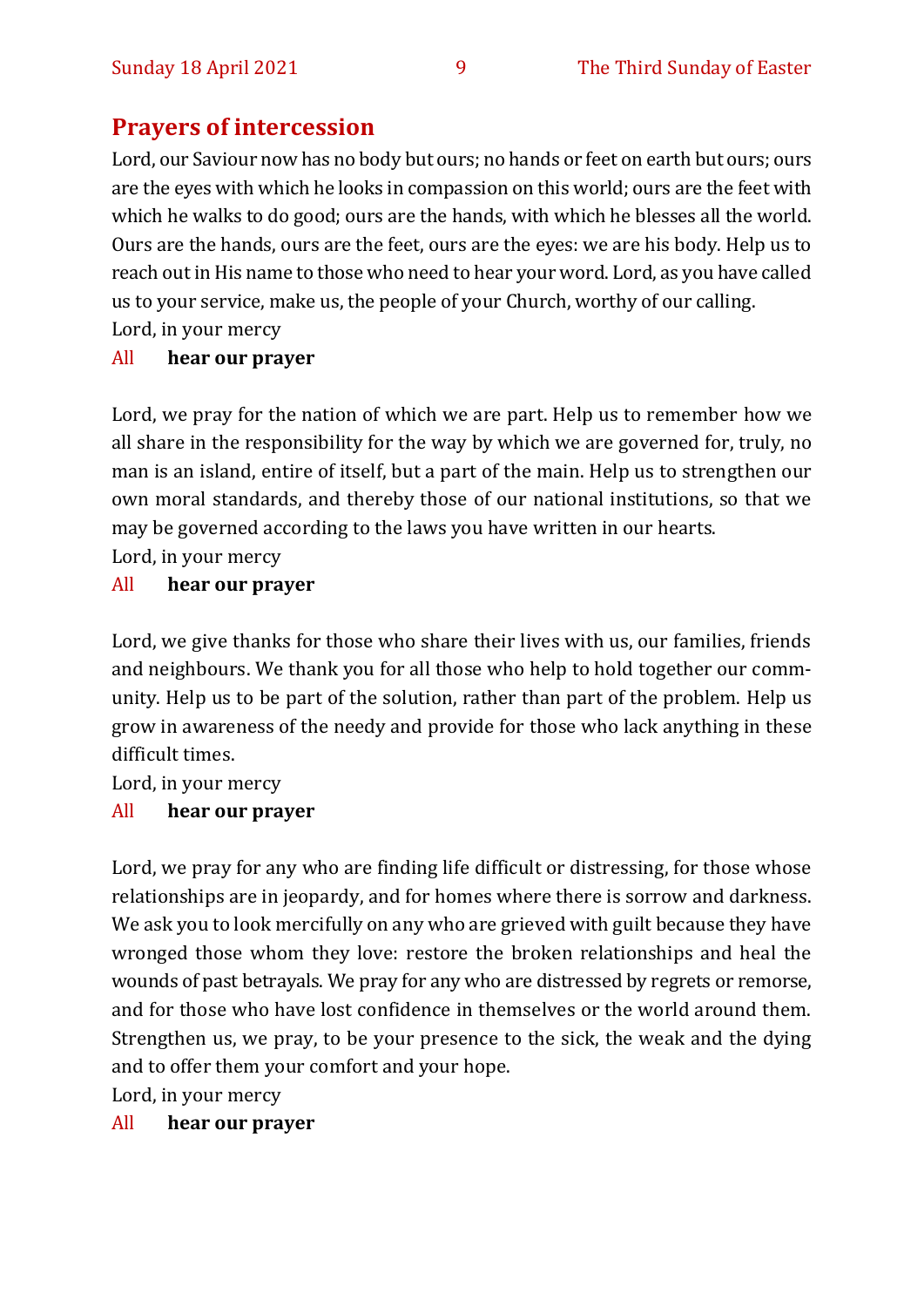## Prayers of intercession

Lord, our Saviour now has no body but ours; no hands or feet on earth but ours; ours are the eyes with which he looks in compassion on this world; ours are the feet with which he walks to do good; ours are the hands, with which he blesses all the world. Ours are the hands, ours are the feet, ours are the eyes: we are his body. Help us to reach out in His name to those who need to hear your word. Lord, as you have called us to your service, make us, the people of your Church, worthy of our calling.

Lord, in your mercy

All **hear our prayer**

Lord, we pray for the nation of which we are part. Help us to remember how we all share in the responsibility for the way by which we are governed for, truly, no man is an island, entire of itself, but a part of the main. Help us to strengthen our own moral standards, and thereby those of our national institutions, so that we may be governed according to the laws you have written in our hearts.

Lord, in your mercy

All **hear our prayer**

Lord, we give thanks for those who share their lives with us, our families, friends and neighbours. We thank you for all those who help to hold together our community. Help us to be part of the solution, rather than part of the problem. Help us grow in awareness of the needy and provide for those who lack anything in these difficult times.

Lord, in your mercy

All **hear our prayer**

Lord, we pray for any who are finding life difficult or distressing, for those whose relationships are in jeopardy, and for homes where there is sorrow and darkness. We ask you to look mercifully on any who are grieved with guilt because they have wronged those whom they love: restore the broken relationships and heal the wounds of past betrayals. We pray for any who are distressed by regrets or remorse, and for those who have lost confidence in themselves or the world around them. Strengthen us, we pray, to be your presence to the sick, the weak and the dying and to offer them your comfort and your hope.

Lord, in your mercy

All **hear our prayer**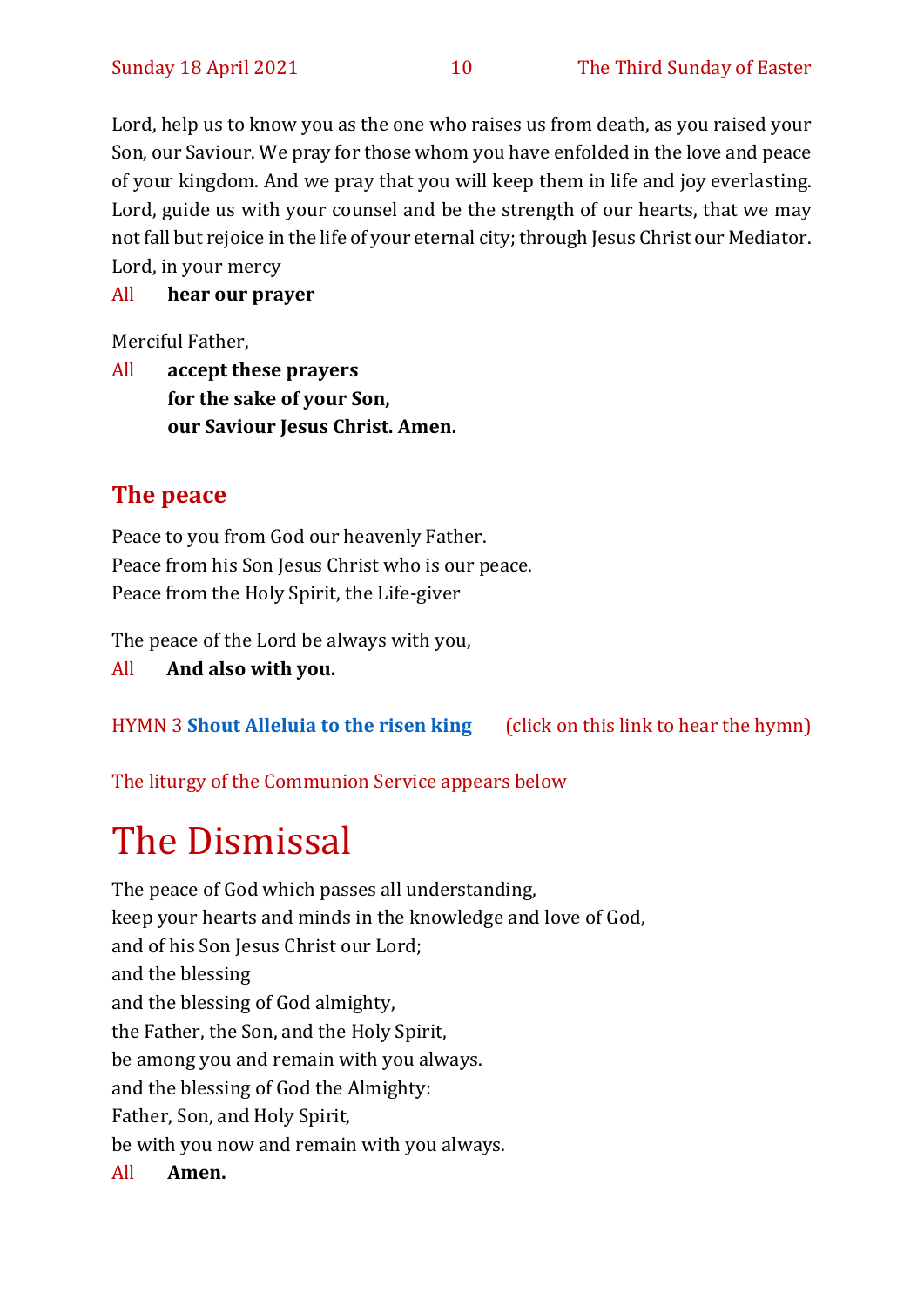Lord, help us to know you as the one who raises us from death, as you raised your Son, our Saviour. We pray for those whom you have enfolded in the love and peace of your kingdom. And we pray that you will keep them in life and joy everlasting. Lord, guide us with your counsel and be the strength of our hearts, that we may not fall but rejoice in the life of your eternal city; through Jesus Christ our Mediator. Lord, in your mercy

All **hear our prayer**

Merciful Father,

All **accept these prayers**
**for the sake of your Son,**
**our Saviour Jesus Christ. Amen.**

## The peace

Peace to you from God our heavenly Father.
Peace from his Son Jesus Christ who is our peace.
Peace from the Holy Spirit, the Life-giver

The peace of the Lord be always with you,

All **And also with you.**

HYMN 3 **Shout Alleluia to the risen king** (click on this link to hear the hymn)

The liturgy of the Communion Service appears below

# The Dismissal

The peace of God which passes all understanding,
keep your hearts and minds in the knowledge and love of God,
and of his Son Jesus Christ our Lord;
and the blessing
and the blessing of God almighty,
the Father, the Son, and the Holy Spirit,
be among you and remain with you always.
and the blessing of God the Almighty:
Father, Son, and Holy Spirit,
be with you now and remain with you always.

All **Amen.**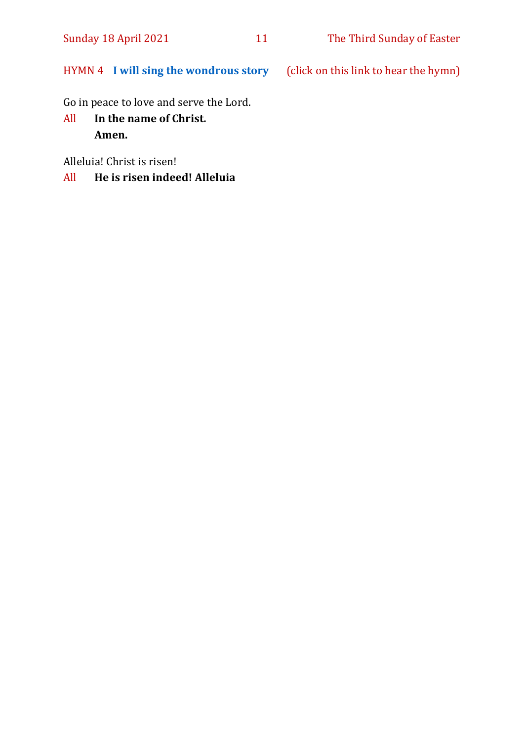HYMN 4 **I will sing the wondrous story** (click on this link to hear the hymn)

Go in peace to love and serve the Lord.

All **In the name of Christ.**
**Amen.**

Alleluia! Christ is risen!

All **He is risen indeed! Alleluia**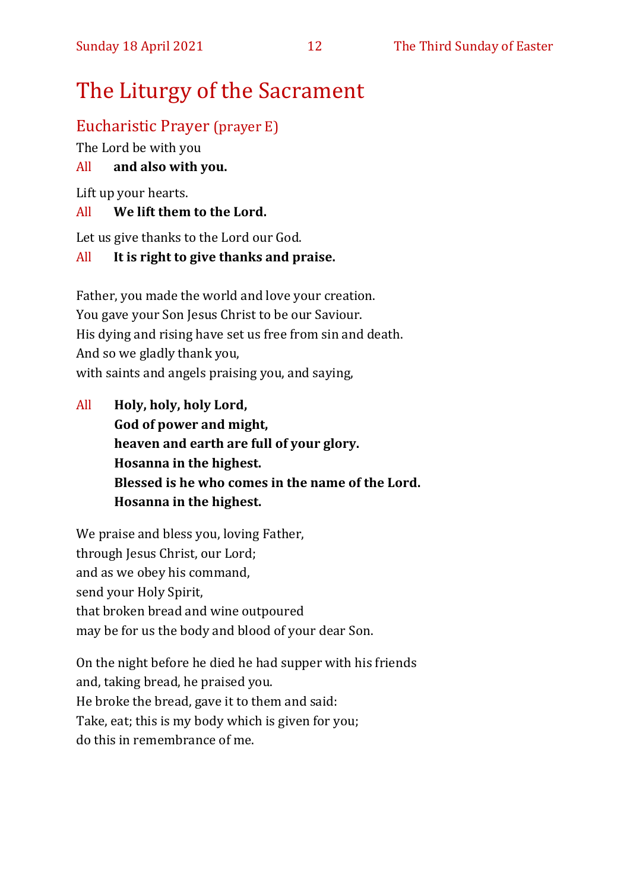# The Liturgy of the Sacrament

## Eucharistic Prayer (prayer E)

The Lord be with you

All **and also with you.**

Lift up your hearts.

All **We lift them to the Lord.**

Let us give thanks to the Lord our God.

All **It is right to give thanks and praise.**

Father, you made the world and love your creation.
You gave your Son Jesus Christ to be our Saviour.
His dying and rising have set us free from sin and death.
And so we gladly thank you,
with saints and angels praising you, and saying,

All **Holy, holy, holy Lord,**
**God of power and might,**
**heaven and earth are full of your glory.**
**Hosanna in the highest.**
**Blessed is he who comes in the name of the Lord.**
**Hosanna in the highest.**

We praise and bless you, loving Father,
through Jesus Christ, our Lord;
and as we obey his command,
send your Holy Spirit,
that broken bread and wine outpoured
may be for us the body and blood of your dear Son.

On the night before he died he had supper with his friends
and, taking bread, he praised you.
He broke the bread, gave it to them and said:
Take, eat; this is my body which is given for you;
do this in remembrance of me.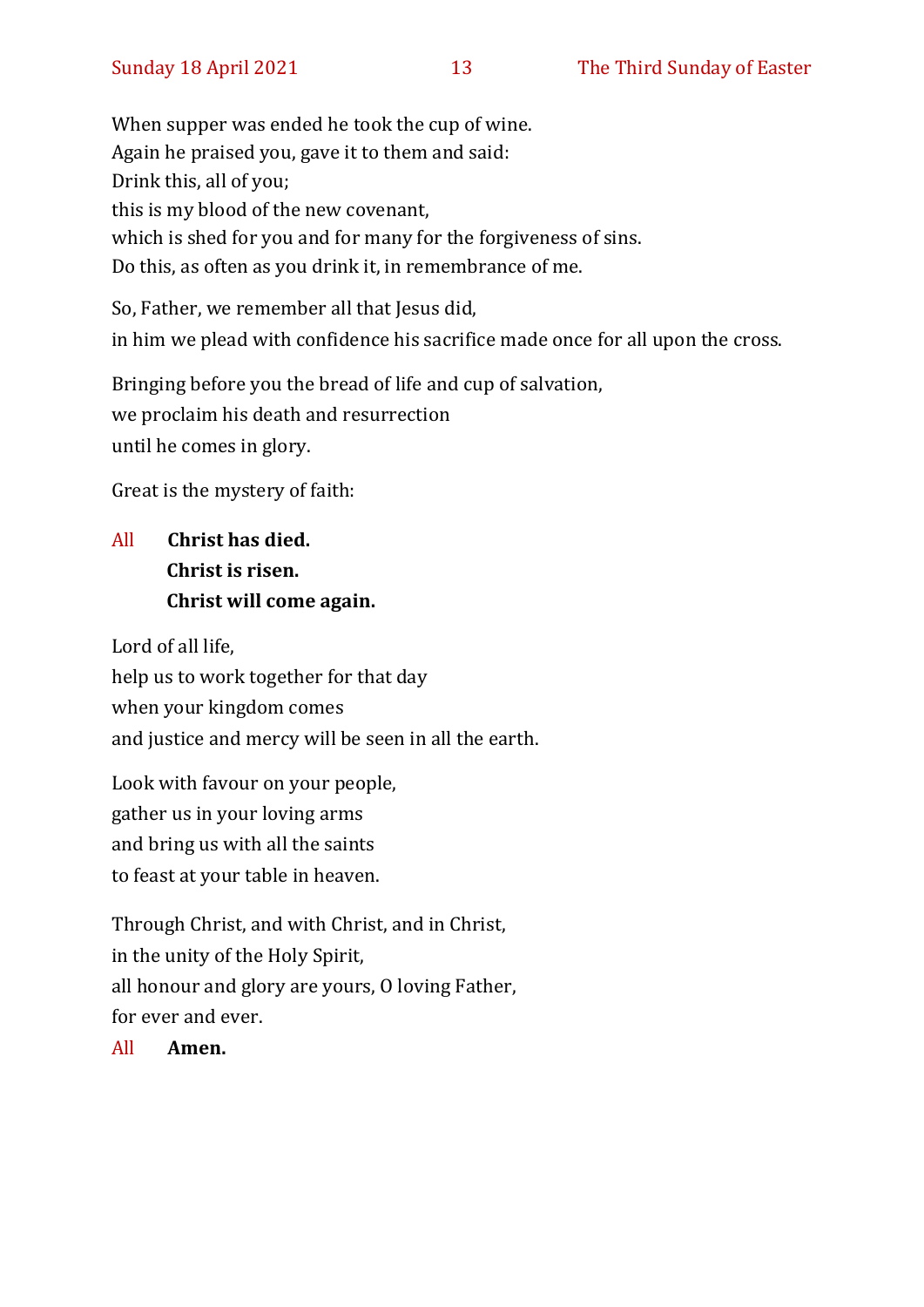When supper was ended he took the cup of wine.
Again he praised you, gave it to them and said:
Drink this, all of you;
this is my blood of the new covenant,
which is shed for you and for many for the forgiveness of sins.
Do this, as often as you drink it, in remembrance of me.

So, Father, we remember all that Jesus did,
in him we plead with confidence his sacrifice made once for all upon the cross.

Bringing before you the bread of life and cup of salvation,
we proclaim his death and resurrection
until he comes in glory.

Great is the mystery of faith:

All **Christ has died.**
**Christ is risen.**
**Christ will come again.**

Lord of all life,
help us to work together for that day
when your kingdom comes
and justice and mercy will be seen in all the earth.

Look with favour on your people,
gather us in your loving arms
and bring us with all the saints
to feast at your table in heaven.

Through Christ, and with Christ, and in Christ,
in the unity of the Holy Spirit,
all honour and glory are yours, O loving Father,
for ever and ever.

All **Amen.**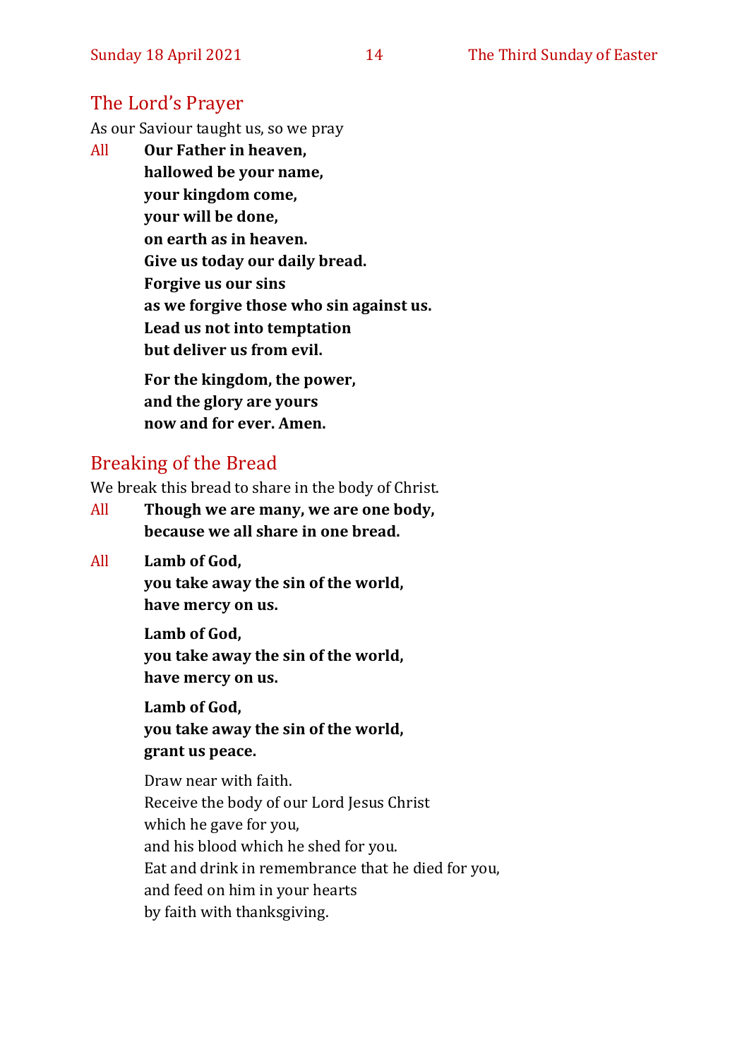## The Lord's Prayer

As our Saviour taught us, so we pray

All **Our Father in heaven,**
**hallowed be your name,**
**your kingdom come,**
**your will be done,**
**on earth as in heaven.**
**Give us today our daily bread.**
**Forgive us our sins**
**as we forgive those who sin against us.**
**Lead us not into temptation**
**but deliver us from evil.**

**For the kingdom, the power,**
**and the glory are yours**
**now and for ever. Amen.**

## Breaking of the Bread

We break this bread to share in the body of Christ.

All **Though we are many, we are one body,**
**because we all share in one bread.**

All **Lamb of God,**
**you take away the sin of the world,**
**have mercy on us.**

**Lamb of God,**
**you take away the sin of the world,**
**have mercy on us.**

**Lamb of God,**
**you take away the sin of the world,**
**grant us peace.**

Draw near with faith.
Receive the body of our Lord Jesus Christ
which he gave for you,
and his blood which he shed for you.
Eat and drink in remembrance that he died for you,
and feed on him in your hearts
by faith with thanksgiving.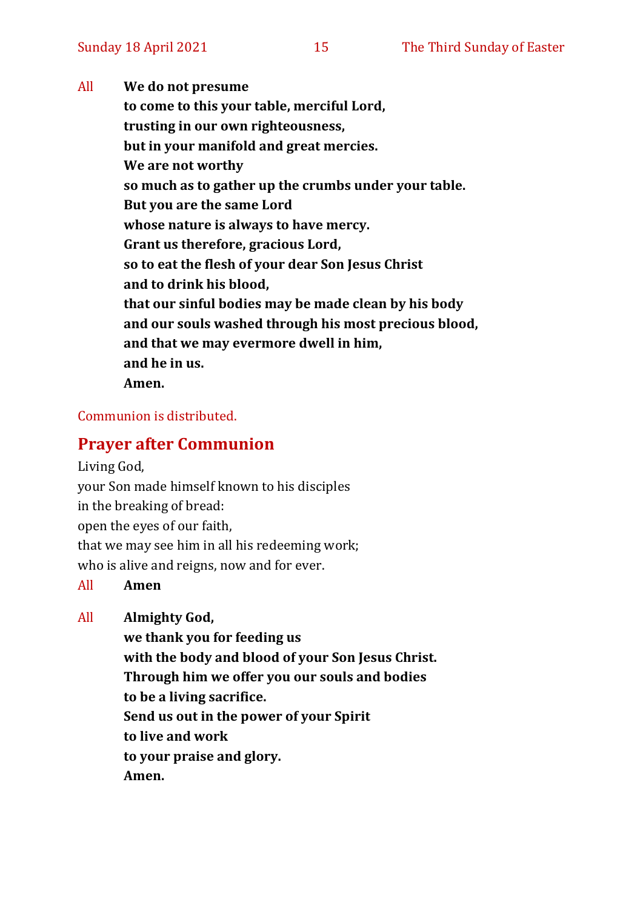All **We do not presume**
**to come to this your table, merciful Lord,**
**trusting in our own righteousness,**
**but in your manifold and great mercies.**
**We are not worthy**
**so much as to gather up the crumbs under your table.**
**But you are the same Lord**
**whose nature is always to have mercy.**
**Grant us therefore, gracious Lord,**
**so to eat the flesh of your dear Son Jesus Christ**
**and to drink his blood,**
**that our sinful bodies may be made clean by his body**
**and our souls washed through his most precious blood,**
**and that we may evermore dwell in him,**
**and he in us.**
**Amen.**

Communion is distributed.

## Prayer after Communion

Living God,
your Son made himself known to his disciples
in the breaking of bread:
open the eyes of our faith,
that we may see him in all his redeeming work;
who is alive and reigns, now and for ever.

All **Amen**

All **Almighty God,**
**we thank you for feeding us**
**with the body and blood of your Son Jesus Christ.**
**Through him we offer you our souls and bodies**
**to be a living sacrifice.**
**Send us out in the power of your Spirit**
**to live and work**
**to your praise and glory.**
**Amen.**